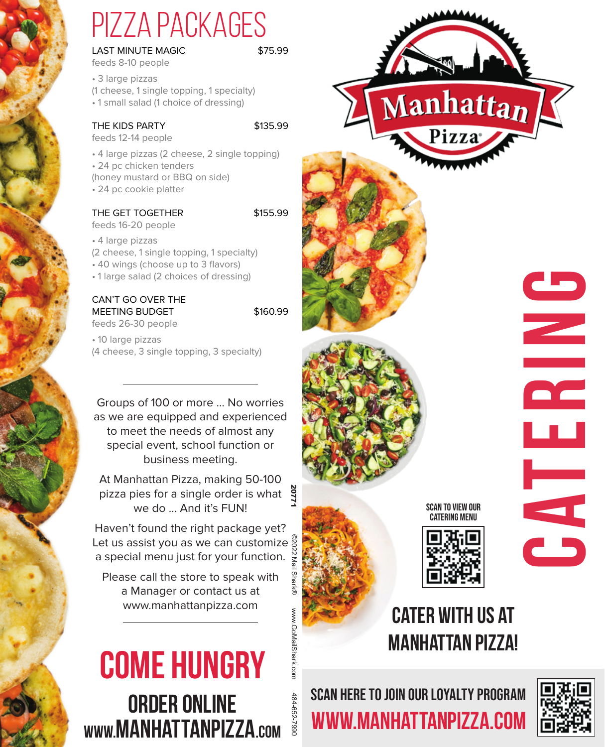# PIZZA PACKAGES

**LAST MINUTE MAGIC** $75.99
feeds 8-10 people

- 3 large pizzas
(1 cheese, 1 single topping, 1 specialty)
- 1 small salad (1 choice of dressing)

**THE KIDS PARTY** $135.99
feeds 12-14 people

- 4 large pizzas (2 cheese, 2 single topping)
- 24 pc chicken tenders
(honey mustard or BBQ on side)
- 24 pc cookie platter

**THE GET TOGETHER** $155.99
feeds 16-20 people

- 4 large pizzas
(2 cheese, 1 single topping, 1 specialty)
- 40 wings (choose up to 3 flavors)
- 1 large salad (2 choices of dressing)

**CAN'T GO OVER THE MEETING BUDGET** $160.99
feeds 26-30 people

- 10 large pizzas
(4 cheese, 3 single topping, 3 specialty)

---

Groups of 100 or more ... No worries as we are equipped and experienced to meet the needs of almost any special event, school function or business meeting.

At Manhattan Pizza, making 50-100 pizza pies for a single order is what we do ... And it's FUN!

Haven't found the right package yet? Let us assist you as we can customize a special menu just for your function.

Please call the store to speak with a Manager or contact us at www.manhattanpizza.com

---

# COME HUNGRY

## ORDER ONLINE
## WWW.MANHATTANPIZZA.COM

20771

©2022 Mail Shark® www.GoMailShark.com 484-652-7990

Manhattan Pizza®

# CATERING

SCAN TO VIEW OUR CATERING MENU

## CATER WITH US AT MANHATTAN PIZZA!

SCAN HERE TO JOIN OUR LOYALTY PROGRAM

**WWW.MANHATTANPIZZA.COM**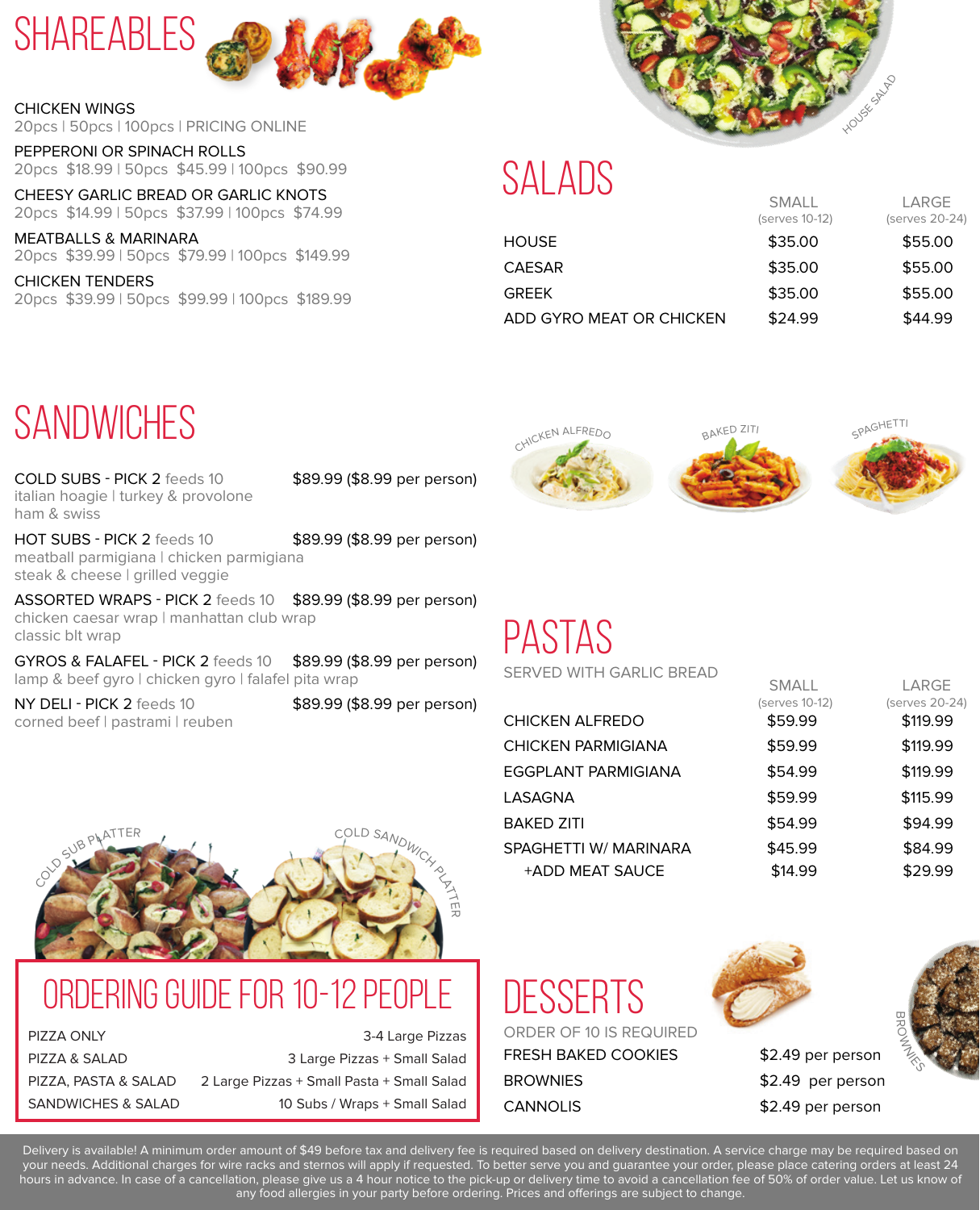# SHAREABLES

CHICKEN WINGS
20pcs | 50pcs | 100pcs | PRICING ONLINE

PEPPERONI OR SPINACH ROLLS
20pcs $18.99 | 50pcs $45.99 | 100pcs $90.99

CHEESY GARLIC BREAD OR GARLIC KNOTS
20pcs $14.99 | 50pcs $37.99 | 100pcs $74.99

MEATBALLS & MARINARA
20pcs $39.99 | 50pcs $79.99 | 100pcs $149.99

CHICKEN TENDERS
20pcs $39.99 | 50pcs $99.99 | 100pcs $189.99

# SALADS

| | SMALL (serves 10-12) | LARGE (serves 20-24) |
|---|---|---|
| HOUSE | $35.00 | $55.00 |
| CAESAR | $35.00 | $55.00 |
| GREEK | $35.00 | $55.00 |
| ADD GYRO MEAT OR CHICKEN | $24.99 | $44.99 |

HOUSE SALAD

# SANDWICHES

COLD SUBS - PICK 2 feeds 10 — $89.99 ($8.99 per person)
italian hoagie | turkey & provolone
ham & swiss

HOT SUBS - PICK 2 feeds 10 — $89.99 ($8.99 per person)
meatball parmigiana | chicken parmigiana
steak & cheese | grilled veggie

ASSORTED WRAPS - PICK 2 feeds 10 — $89.99 ($8.99 per person)
chicken caesar wrap | manhattan club wrap
classic blt wrap

GYROS & FALAFEL - PICK 2 feeds 10 — $89.99 ($8.99 per person)
lamp & beef gyro | chicken gyro | falafel pita wrap

NY DELI - PICK 2 feeds 10 — $89.99 ($8.99 per person)
corned beef | pastrami | reuben

COLD SUB PLATTER
COLD SANDWICH PLATTER

CHICKEN ALFREDO
BAKED ZITI
SPAGHETTI

# PASTAS

SERVED WITH GARLIC BREAD

| | SMALL (serves 10-12) | LARGE (serves 20-24) |
|---|---|---|
| CHICKEN ALFREDO | $59.99 | $119.99 |
| CHICKEN PARMIGIANA | $59.99 | $119.99 |
| EGGPLANT PARMIGIANA | $54.99 | $119.99 |
| LASAGNA | $59.99 | $115.99 |
| BAKED ZITI | $54.99 | $94.99 |
| SPAGHETTI W/ MARINARA | $45.99 | $84.99 |
| +ADD MEAT SAUCE | $14.99 | $29.99 |

## ORDERING GUIDE FOR 10-12 PEOPLE

| | |
|---|---|
| PIZZA ONLY | 3-4 Large Pizzas |
| PIZZA & SALAD | 3 Large Pizzas + Small Salad |
| PIZZA, PASTA & SALAD | 2 Large Pizzas + Small Pasta + Small Salad |
| SANDWICHES & SALAD | 10 Subs / Wraps + Small Salad |

# DESSERTS

ORDER OF 10 IS REQUIRED

| | |
|---|---|
| FRESH BAKED COOKIES | $2.49 per person |
| BROWNIES | $2.49 per person |
| CANNOLIS | $2.49 per person |

BROWNIES

Delivery is available! A minimum order amount of $49 before tax and delivery fee is required based on delivery destination. A service charge may be required based on your needs. Additional charges for wire racks and sternos will apply if requested. To better serve you and guarantee your order, please place catering orders at least 24 hours in advance. In case of a cancellation, please give us a 4 hour notice to the pick-up or delivery time to avoid a cancellation fee of 50% of order value. Let us know of any food allergies in your party before ordering. Prices and offerings are subject to change.